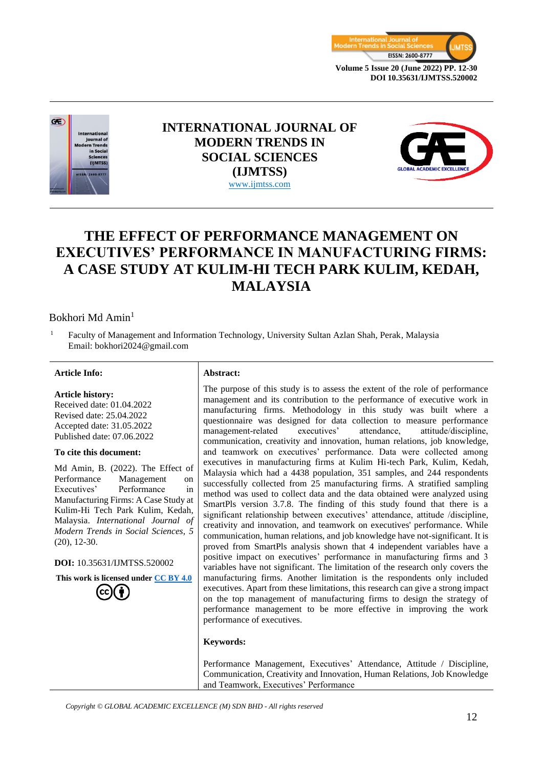# INTERNATIONAL JOURNAL OF MODERN TRENDS IN SOCIAL SCIENCES (IJMTSS)

www.ijmtss.com

# THE EFFECT OF PERFORMANCE MANAGEMENT ON EXECUTIVES' PERFORMANCE IN MANUFACTURING FIRMS: A CASE STUDY AT KULIM-HI TECH PARK KULIM, KEDAH, MALAYSIA

Bokhori Md Amin[1]

[1] Faculty of Management and Information Technology, University Sultan Azlan Shah, Perak, Malaysia
Email: bokhori2024@gmail.com

**Article Info:**

**Article history:**
Received date: 01.04.2022
Revised date: 25.04.2022
Accepted date: 31.05.2022
Published date: 07.06.2022

**To cite this document:**

Md Amin, B. (2022). The Effect of Performance Management on Executives' Performance in Manufacturing Firms: A Case Study at Kulim-Hi Tech Park Kulim, Kedah, Malaysia. *International Journal of Modern Trends in Social Sciences, 5* (20), 12-30.

**DOI:** 10.35631/IJMTSS.520002

**This work is licensed under CC BY 4.0**

**Abstract:**

The purpose of this study is to assess the extent of the role of performance management and its contribution to the performance of executive work in manufacturing firms. Methodology in this study was built where a questionnaire was designed for data collection to measure performance management-related executives' attendance, attitude/discipline, communication, creativity and innovation, human relations, job knowledge, and teamwork on executives' performance. Data were collected among executives in manufacturing firms at Kulim Hi-tech Park, Kulim, Kedah, Malaysia which had a 4438 population, 351 samples, and 244 respondents successfully collected from 25 manufacturing firms. A stratified sampling method was used to collect data and the data obtained were analyzed using SmartPls version 3.7.8. The finding of this study found that there is a significant relationship between executives' attendance, attitude /discipline, creativity and innovation, and teamwork on executives' performance. While communication, human relations, and job knowledge have not-significant. It is proved from SmartPls analysis shown that 4 independent variables have a positive impact on executives' performance in manufacturing firms and 3 variables have not significant. The limitation of the research only covers the manufacturing firms. Another limitation is the respondents only included executives. Apart from these limitations, this research can give a strong impact on the top management of manufacturing firms to design the strategy of performance management to be more effective in improving the work performance of executives.

**Keywords:**

Performance Management, Executives' Attendance, Attitude / Discipline, Communication, Creativity and Innovation, Human Relations, Job Knowledge and Teamwork, Executives' Performance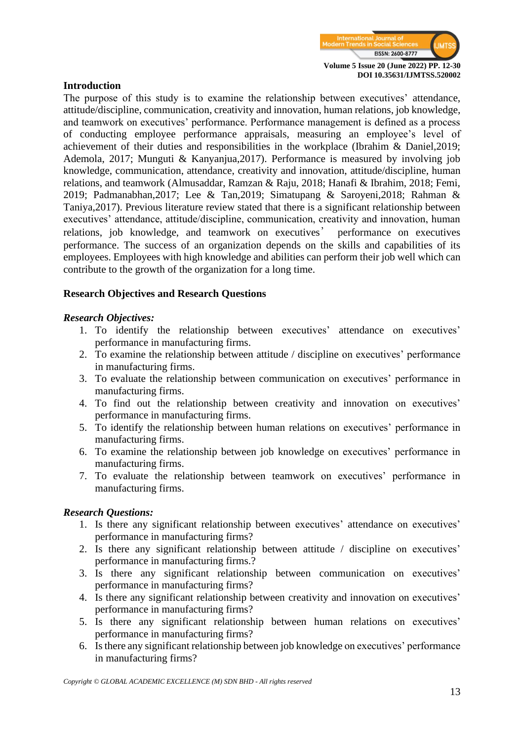## Introduction

The purpose of this study is to examine the relationship between executives' attendance, attitude/discipline, communication, creativity and innovation, human relations, job knowledge, and teamwork on executives' performance. Performance management is defined as a process of conducting employee performance appraisals, measuring an employee's level of achievement of their duties and responsibilities in the workplace (Ibrahim & Daniel,2019; Ademola, 2017; Munguti & Kanyanjua,2017). Performance is measured by involving job knowledge, communication, attendance, creativity and innovation, attitude/discipline, human relations, and teamwork (Almusaddar, Ramzan & Raju, 2018; Hanafi & Ibrahim, 2018; Femi, 2019; Padmanabhan,2017; Lee & Tan,2019; Simatupang & Saroyeni,2018; Rahman & Taniya,2017). Previous literature review stated that there is a significant relationship between executives' attendance, attitude/discipline, communication, creativity and innovation, human relations, job knowledge, and teamwork on executives' performance on executives performance. The success of an organization depends on the skills and capabilities of its employees. Employees with high knowledge and abilities can perform their job well which can contribute to the growth of the organization for a long time.

## Research Objectives and Research Questions

### *Research Objectives:*

1. To identify the relationship between executives' attendance on executives' performance in manufacturing firms.
2. To examine the relationship between attitude / discipline on executives' performance in manufacturing firms.
3. To evaluate the relationship between communication on executives' performance in manufacturing firms.
4. To find out the relationship between creativity and innovation on executives' performance in manufacturing firms.
5. To identify the relationship between human relations on executives' performance in manufacturing firms.
6. To examine the relationship between job knowledge on executives' performance in manufacturing firms.
7. To evaluate the relationship between teamwork on executives' performance in manufacturing firms.

### *Research Questions:*

1. Is there any significant relationship between executives' attendance on executives' performance in manufacturing firms?
2. Is there any significant relationship between attitude / discipline on executives' performance in manufacturing firms.?
3. Is there any significant relationship between communication on executives' performance in manufacturing firms?
4. Is there any significant relationship between creativity and innovation on executives' performance in manufacturing firms?
5. Is there any significant relationship between human relations on executives' performance in manufacturing firms?
6. Is there any significant relationship between job knowledge on executives' performance in manufacturing firms?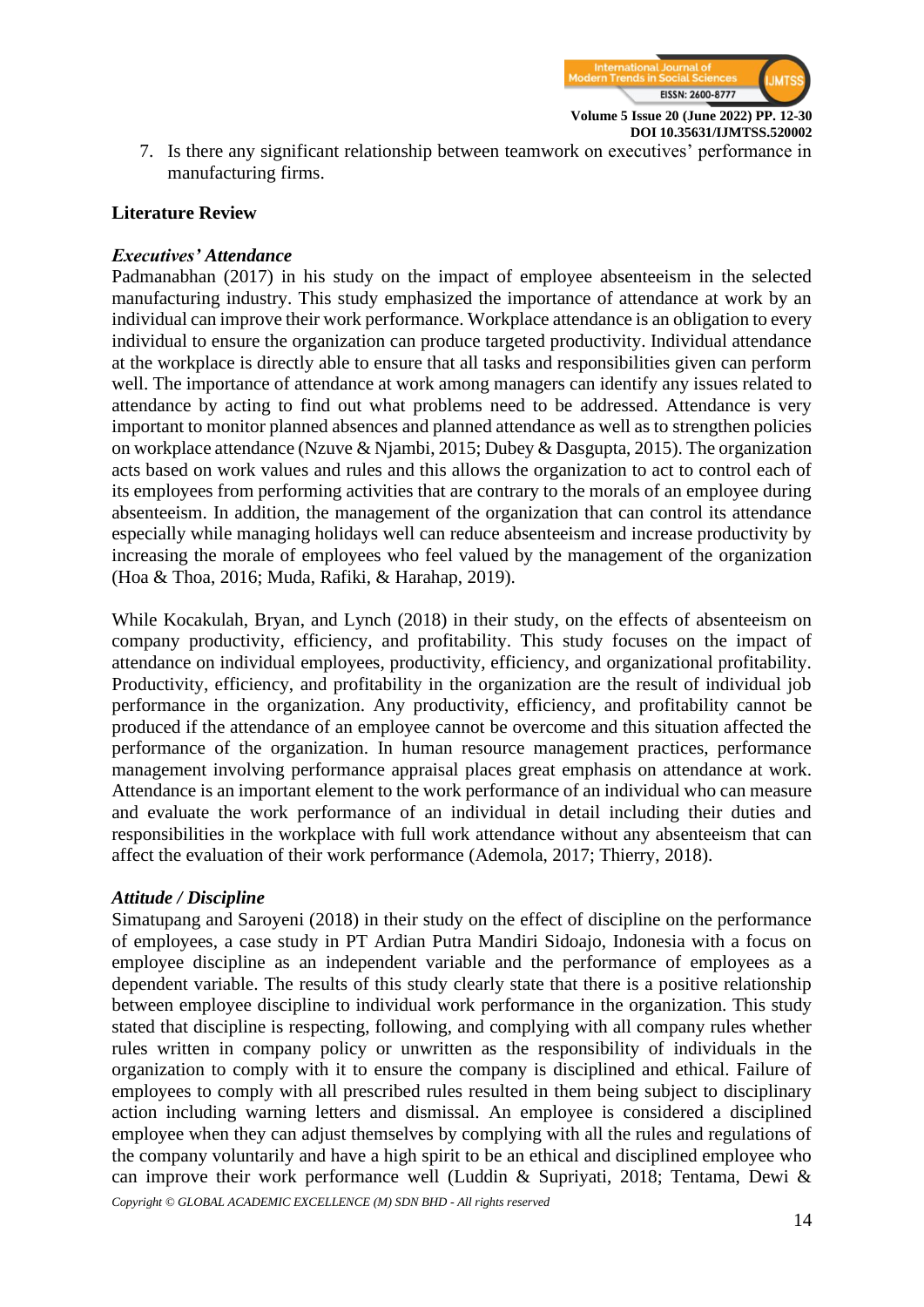7. Is there any significant relationship between teamwork on executives' performance in manufacturing firms.

## Literature Review

### *Executives' Attendance*

Padmanabhan (2017) in his study on the impact of employee absenteeism in the selected manufacturing industry. This study emphasized the importance of attendance at work by an individual can improve their work performance. Workplace attendance is an obligation to every individual to ensure the organization can produce targeted productivity. Individual attendance at the workplace is directly able to ensure that all tasks and responsibilities given can perform well. The importance of attendance at work among managers can identify any issues related to attendance by acting to find out what problems need to be addressed. Attendance is very important to monitor planned absences and planned attendance as well as to strengthen policies on workplace attendance (Nzuve & Njambi, 2015; Dubey & Dasgupta, 2015). The organization acts based on work values and rules and this allows the organization to act to control each of its employees from performing activities that are contrary to the morals of an employee during absenteeism. In addition, the management of the organization that can control its attendance especially while managing holidays well can reduce absenteeism and increase productivity by increasing the morale of employees who feel valued by the management of the organization (Hoa & Thoa, 2016; Muda, Rafiki, & Harahap, 2019).

While Kocakulah, Bryan, and Lynch (2018) in their study, on the effects of absenteeism on company productivity, efficiency, and profitability. This study focuses on the impact of attendance on individual employees, productivity, efficiency, and organizational profitability. Productivity, efficiency, and profitability in the organization are the result of individual job performance in the organization. Any productivity, efficiency, and profitability cannot be produced if the attendance of an employee cannot be overcome and this situation affected the performance of the organization. In human resource management practices, performance management involving performance appraisal places great emphasis on attendance at work. Attendance is an important element to the work performance of an individual who can measure and evaluate the work performance of an individual in detail including their duties and responsibilities in the workplace with full work attendance without any absenteeism that can affect the evaluation of their work performance (Ademola, 2017; Thierry, 2018).

### *Attitude / Discipline*

Simatupang and Saroyeni (2018) in their study on the effect of discipline on the performance of employees, a case study in PT Ardian Putra Mandiri Sidoajo, Indonesia with a focus on employee discipline as an independent variable and the performance of employees as a dependent variable. The results of this study clearly state that there is a positive relationship between employee discipline to individual work performance in the organization. This study stated that discipline is respecting, following, and complying with all company rules whether rules written in company policy or unwritten as the responsibility of individuals in the organization to comply with it to ensure the company is disciplined and ethical. Failure of employees to comply with all prescribed rules resulted in them being subject to disciplinary action including warning letters and dismissal. An employee is considered a disciplined employee when they can adjust themselves by complying with all the rules and regulations of the company voluntarily and have a high spirit to be an ethical and disciplined employee who can improve their work performance well (Luddin & Supriyati, 2018; Tentama, Dewi &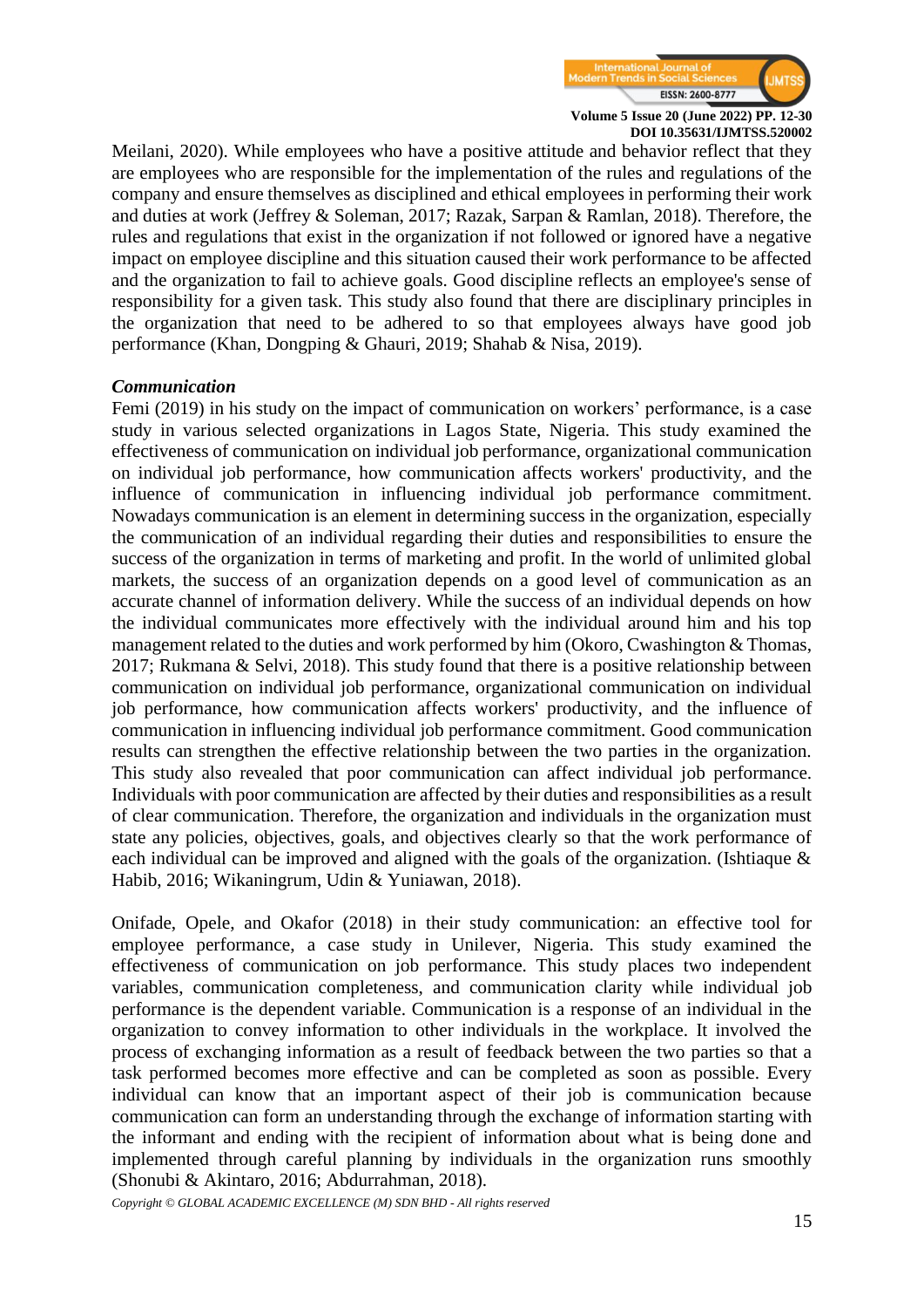Meilani, 2020). While employees who have a positive attitude and behavior reflect that they are employees who are responsible for the implementation of the rules and regulations of the company and ensure themselves as disciplined and ethical employees in performing their work and duties at work (Jeffrey & Soleman, 2017; Razak, Sarpan & Ramlan, 2018). Therefore, the rules and regulations that exist in the organization if not followed or ignored have a negative impact on employee discipline and this situation caused their work performance to be affected and the organization to fail to achieve goals. Good discipline reflects an employee's sense of responsibility for a given task. This study also found that there are disciplinary principles in the organization that need to be adhered to so that employees always have good job performance (Khan, Dongping & Ghauri, 2019; Shahab & Nisa, 2019).

***Communication***

Femi (2019) in his study on the impact of communication on workers' performance, is a case study in various selected organizations in Lagos State, Nigeria. This study examined the effectiveness of communication on individual job performance, organizational communication on individual job performance, how communication affects workers' productivity, and the influence of communication in influencing individual job performance commitment. Nowadays communication is an element in determining success in the organization, especially the communication of an individual regarding their duties and responsibilities to ensure the success of the organization in terms of marketing and profit. In the world of unlimited global markets, the success of an organization depends on a good level of communication as an accurate channel of information delivery. While the success of an individual depends on how the individual communicates more effectively with the individual around him and his top management related to the duties and work performed by him (Okoro, Cwashington & Thomas, 2017; Rukmana & Selvi, 2018). This study found that there is a positive relationship between communication on individual job performance, organizational communication on individual job performance, how communication affects workers' productivity, and the influence of communication in influencing individual job performance commitment. Good communication results can strengthen the effective relationship between the two parties in the organization. This study also revealed that poor communication can affect individual job performance. Individuals with poor communication are affected by their duties and responsibilities as a result of clear communication. Therefore, the organization and individuals in the organization must state any policies, objectives, goals, and objectives clearly so that the work performance of each individual can be improved and aligned with the goals of the organization. (Ishtiaque & Habib, 2016; Wikaningrum, Udin & Yuniawan, 2018).

Onifade, Opele, and Okafor (2018) in their study communication: an effective tool for employee performance, a case study in Unilever, Nigeria. This study examined the effectiveness of communication on job performance. This study places two independent variables, communication completeness, and communication clarity while individual job performance is the dependent variable. Communication is a response of an individual in the organization to convey information to other individuals in the workplace. It involved the process of exchanging information as a result of feedback between the two parties so that a task performed becomes more effective and can be completed as soon as possible. Every individual can know that an important aspect of their job is communication because communication can form an understanding through the exchange of information starting with the informant and ending with the recipient of information about what is being done and implemented through careful planning by individuals in the organization runs smoothly (Shonubi & Akintaro, 2016; Abdurrahman, 2018).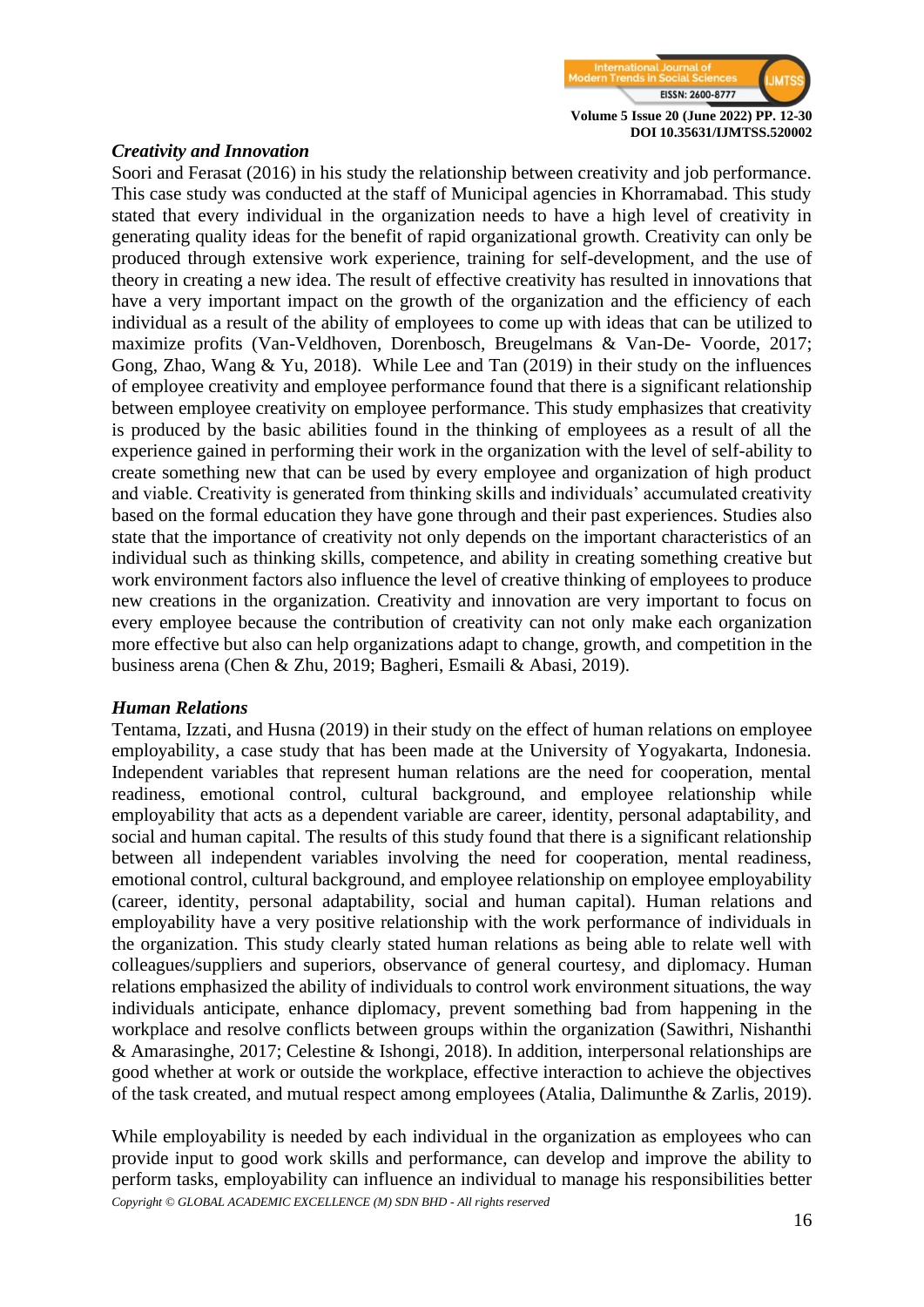### *Creativity and Innovation*

Soori and Ferasat (2016) in his study the relationship between creativity and job performance. This case study was conducted at the staff of Municipal agencies in Khorramabad. This study stated that every individual in the organization needs to have a high level of creativity in generating quality ideas for the benefit of rapid organizational growth. Creativity can only be produced through extensive work experience, training for self-development, and the use of theory in creating a new idea. The result of effective creativity has resulted in innovations that have a very important impact on the growth of the organization and the efficiency of each individual as a result of the ability of employees to come up with ideas that can be utilized to maximize profits (Van-Veldhoven, Dorenbosch, Breugelmans & Van-De- Voorde, 2017; Gong, Zhao, Wang & Yu, 2018). While Lee and Tan (2019) in their study on the influences of employee creativity and employee performance found that there is a significant relationship between employee creativity on employee performance. This study emphasizes that creativity is produced by the basic abilities found in the thinking of employees as a result of all the experience gained in performing their work in the organization with the level of self-ability to create something new that can be used by every employee and organization of high product and viable. Creativity is generated from thinking skills and individuals' accumulated creativity based on the formal education they have gone through and their past experiences. Studies also state that the importance of creativity not only depends on the important characteristics of an individual such as thinking skills, competence, and ability in creating something creative but work environment factors also influence the level of creative thinking of employees to produce new creations in the organization. Creativity and innovation are very important to focus on every employee because the contribution of creativity can not only make each organization more effective but also can help organizations adapt to change, growth, and competition in the business arena (Chen & Zhu, 2019; Bagheri, Esmaili & Abasi, 2019).

### *Human Relations*

Tentama, Izzati, and Husna (2019) in their study on the effect of human relations on employee employability, a case study that has been made at the University of Yogyakarta, Indonesia. Independent variables that represent human relations are the need for cooperation, mental readiness, emotional control, cultural background, and employee relationship while employability that acts as a dependent variable are career, identity, personal adaptability, and social and human capital. The results of this study found that there is a significant relationship between all independent variables involving the need for cooperation, mental readiness, emotional control, cultural background, and employee relationship on employee employability (career, identity, personal adaptability, social and human capital). Human relations and employability have a very positive relationship with the work performance of individuals in the organization. This study clearly stated human relations as being able to relate well with colleagues/suppliers and superiors, observance of general courtesy, and diplomacy. Human relations emphasized the ability of individuals to control work environment situations, the way individuals anticipate, enhance diplomacy, prevent something bad from happening in the workplace and resolve conflicts between groups within the organization (Sawithri, Nishanthi & Amarasinghe, 2017; Celestine & Ishongi, 2018). In addition, interpersonal relationships are good whether at work or outside the workplace, effective interaction to achieve the objectives of the task created, and mutual respect among employees (Atalia, Dalimunthe & Zarlis, 2019).

While employability is needed by each individual in the organization as employees who can provide input to good work skills and performance, can develop and improve the ability to perform tasks, employability can influence an individual to manage his responsibilities better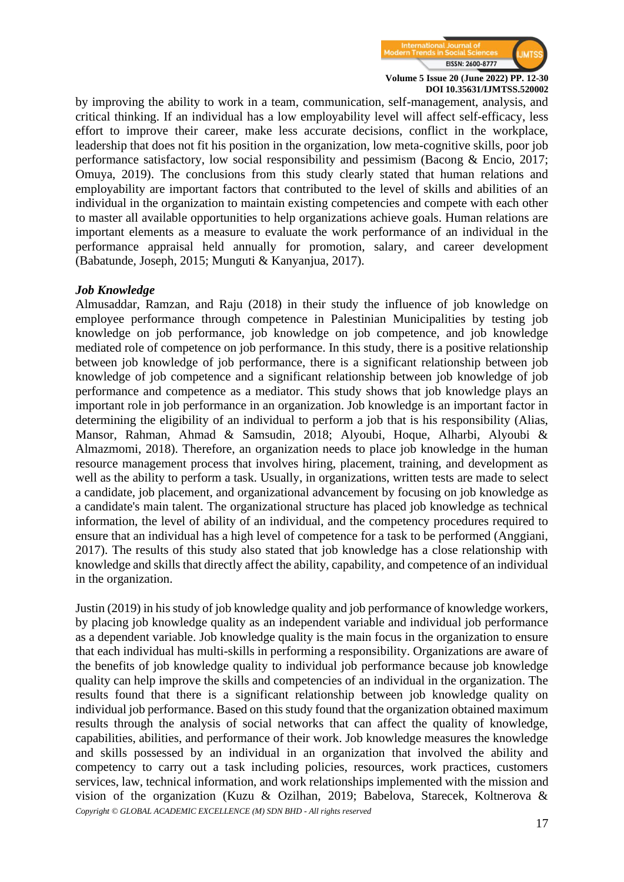by improving the ability to work in a team, communication, self-management, analysis, and critical thinking. If an individual has a low employability level will affect self-efficacy, less effort to improve their career, make less accurate decisions, conflict in the workplace, leadership that does not fit his position in the organization, low meta-cognitive skills, poor job performance satisfactory, low social responsibility and pessimism (Bacong & Encio, 2017; Omuya, 2019). The conclusions from this study clearly stated that human relations and employability are important factors that contributed to the level of skills and abilities of an individual in the organization to maintain existing competencies and compete with each other to master all available opportunities to help organizations achieve goals. Human relations are important elements as a measure to evaluate the work performance of an individual in the performance appraisal held annually for promotion, salary, and career development (Babatunde, Joseph, 2015; Munguti & Kanyanjua, 2017).

***Job Knowledge***

Almusaddar, Ramzan, and Raju (2018) in their study the influence of job knowledge on employee performance through competence in Palestinian Municipalities by testing job knowledge on job performance, job knowledge on job competence, and job knowledge mediated role of competence on job performance. In this study, there is a positive relationship between job knowledge of job performance, there is a significant relationship between job knowledge of job competence and a significant relationship between job knowledge of job performance and competence as a mediator. This study shows that job knowledge plays an important role in job performance in an organization. Job knowledge is an important factor in determining the eligibility of an individual to perform a job that is his responsibility (Alias, Mansor, Rahman, Ahmad & Samsudin, 2018; Alyoubi, Hoque, Alharbi, Alyoubi & Almazmomi, 2018). Therefore, an organization needs to place job knowledge in the human resource management process that involves hiring, placement, training, and development as well as the ability to perform a task. Usually, in organizations, written tests are made to select a candidate, job placement, and organizational advancement by focusing on job knowledge as a candidate's main talent. The organizational structure has placed job knowledge as technical information, the level of ability of an individual, and the competency procedures required to ensure that an individual has a high level of competence for a task to be performed (Anggiani, 2017). The results of this study also stated that job knowledge has a close relationship with knowledge and skills that directly affect the ability, capability, and competence of an individual in the organization.

Justin (2019) in his study of job knowledge quality and job performance of knowledge workers, by placing job knowledge quality as an independent variable and individual job performance as a dependent variable. Job knowledge quality is the main focus in the organization to ensure that each individual has multi-skills in performing a responsibility. Organizations are aware of the benefits of job knowledge quality to individual job performance because job knowledge quality can help improve the skills and competencies of an individual in the organization. The results found that there is a significant relationship between job knowledge quality on individual job performance. Based on this study found that the organization obtained maximum results through the analysis of social networks that can affect the quality of knowledge, capabilities, abilities, and performance of their work. Job knowledge measures the knowledge and skills possessed by an individual in an organization that involved the ability and competency to carry out a task including policies, resources, work practices, customers services, law, technical information, and work relationships implemented with the mission and vision of the organization (Kuzu & Ozilhan, 2019; Babelova, Starecek, Koltnerova &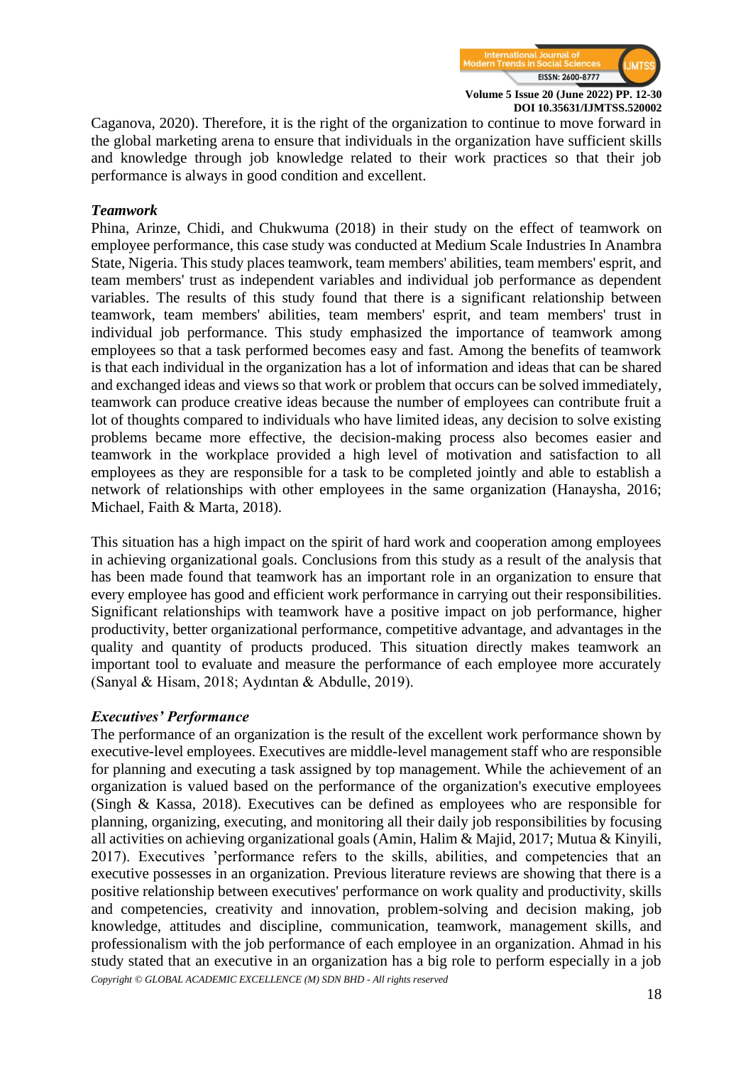Caganova, 2020). Therefore, it is the right of the organization to continue to move forward in the global marketing arena to ensure that individuals in the organization have sufficient skills and knowledge through job knowledge related to their work practices so that their job performance is always in good condition and excellent.

***Teamwork***

Phina, Arinze, Chidi, and Chukwuma (2018) in their study on the effect of teamwork on employee performance, this case study was conducted at Medium Scale Industries In Anambra State, Nigeria. This study places teamwork, team members' abilities, team members' esprit, and team members' trust as independent variables and individual job performance as dependent variables. The results of this study found that there is a significant relationship between teamwork, team members' abilities, team members' esprit, and team members' trust in individual job performance. This study emphasized the importance of teamwork among employees so that a task performed becomes easy and fast. Among the benefits of teamwork is that each individual in the organization has a lot of information and ideas that can be shared and exchanged ideas and views so that work or problem that occurs can be solved immediately, teamwork can produce creative ideas because the number of employees can contribute fruit a lot of thoughts compared to individuals who have limited ideas, any decision to solve existing problems became more effective, the decision-making process also becomes easier and teamwork in the workplace provided a high level of motivation and satisfaction to all employees as they are responsible for a task to be completed jointly and able to establish a network of relationships with other employees in the same organization (Hanaysha, 2016; Michael, Faith & Marta, 2018).

This situation has a high impact on the spirit of hard work and cooperation among employees in achieving organizational goals. Conclusions from this study as a result of the analysis that has been made found that teamwork has an important role in an organization to ensure that every employee has good and efficient work performance in carrying out their responsibilities. Significant relationships with teamwork have a positive impact on job performance, higher productivity, better organizational performance, competitive advantage, and advantages in the quality and quantity of products produced. This situation directly makes teamwork an important tool to evaluate and measure the performance of each employee more accurately (Sanyal & Hisam, 2018; Aydıntan & Abdulle, 2019).

***Executives' Performance***

The performance of an organization is the result of the excellent work performance shown by executive-level employees. Executives are middle-level management staff who are responsible for planning and executing a task assigned by top management. While the achievement of an organization is valued based on the performance of the organization's executive employees (Singh & Kassa, 2018). Executives can be defined as employees who are responsible for planning, organizing, executing, and monitoring all their daily job responsibilities by focusing all activities on achieving organizational goals (Amin, Halim & Majid, 2017; Mutua & Kinyili, 2017). Executives 'performance refers to the skills, abilities, and competencies that an executive possesses in an organization. Previous literature reviews are showing that there is a positive relationship between executives' performance on work quality and productivity, skills and competencies, creativity and innovation, problem-solving and decision making, job knowledge, attitudes and discipline, communication, teamwork, management skills, and professionalism with the job performance of each employee in an organization. Ahmad in his study stated that an executive in an organization has a big role to perform especially in a job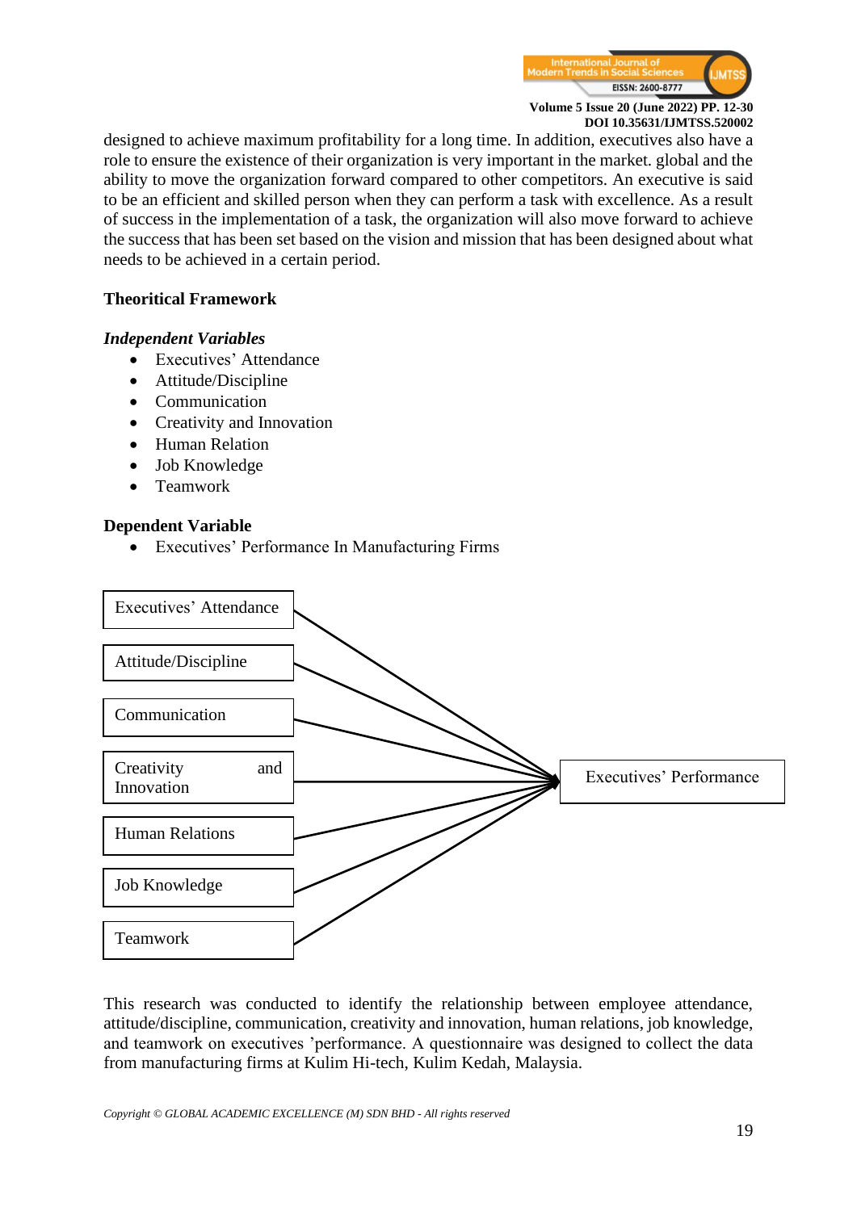designed to achieve maximum profitability for a long time. In addition, executives also have a role to ensure the existence of their organization is very important in the market. global and the ability to move the organization forward compared to other competitors. An executive is said to be an efficient and skilled person when they can perform a task with excellence. As a result of success in the implementation of a task, the organization will also move forward to achieve the success that has been set based on the vision and mission that has been designed about what needs to be achieved in a certain period.

## Theoritical Framework

### *Independent Variables*

- Executives' Attendance
- Attitude/Discipline
- Communication
- Creativity and Innovation
- Human Relation
- Job Knowledge
- Teamwork

### Dependent Variable

- Executives' Performance In Manufacturing Firms

Executives' Attendance

Attitude/Discipline

Communication

Creativity and Innovation

Human Relations

Job Knowledge

Teamwork

Executives' Performance

This research was conducted to identify the relationship between employee attendance, attitude/discipline, communication, creativity and innovation, human relations, job knowledge, and teamwork on executives 'performance. A questionnaire was designed to collect the data from manufacturing firms at Kulim Hi-tech, Kulim Kedah, Malaysia.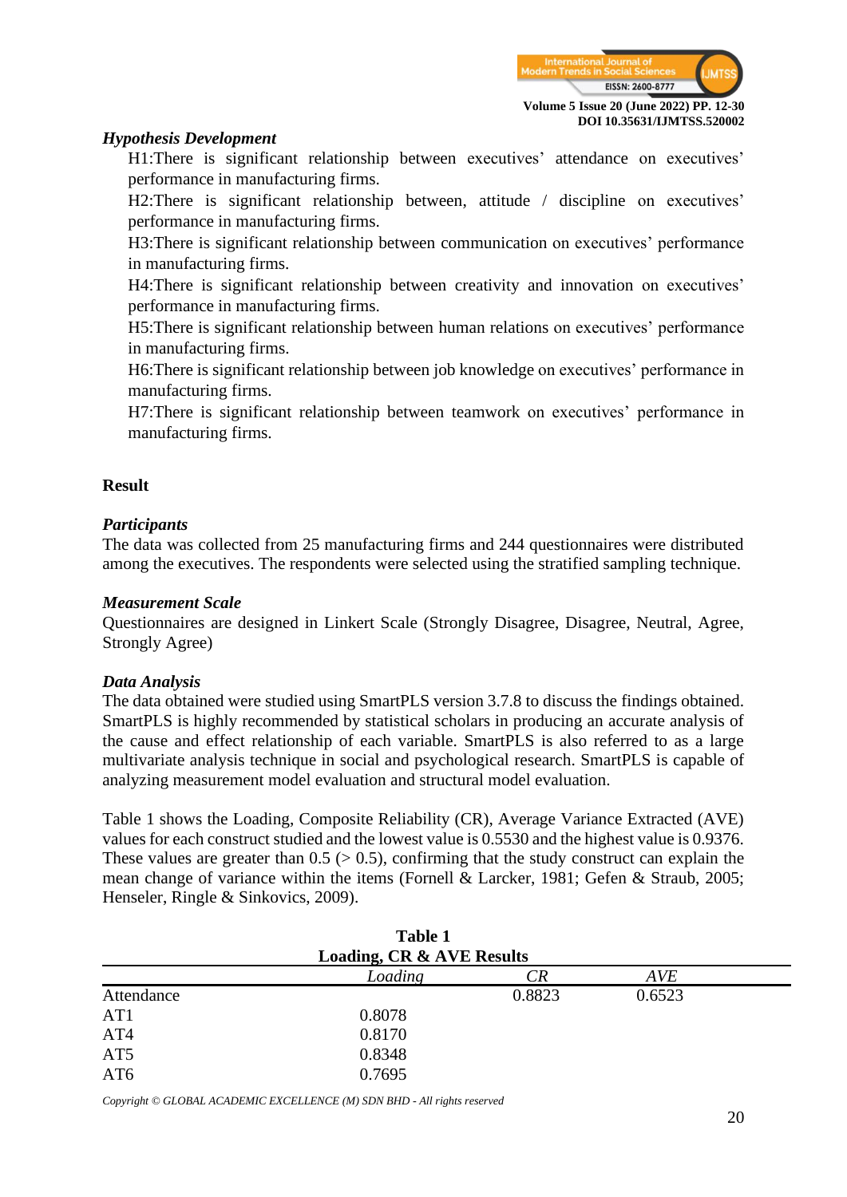### *Hypothesis Development*

H1:There is significant relationship between executives' attendance on executives' performance in manufacturing firms.

H2:There is significant relationship between, attitude / discipline on executives' performance in manufacturing firms.

H3:There is significant relationship between communication on executives' performance in manufacturing firms.

H4:There is significant relationship between creativity and innovation on executives' performance in manufacturing firms.

H5:There is significant relationship between human relations on executives' performance in manufacturing firms.

H6:There is significant relationship between job knowledge on executives' performance in manufacturing firms.

H7:There is significant relationship between teamwork on executives' performance in manufacturing firms.

## Result

### *Participants*

The data was collected from 25 manufacturing firms and 244 questionnaires were distributed among the executives. The respondents were selected using the stratified sampling technique.

### *Measurement Scale*

Questionnaires are designed in Linkert Scale (Strongly Disagree, Disagree, Neutral, Agree, Strongly Agree)

### *Data Analysis*

The data obtained were studied using SmartPLS version 3.7.8 to discuss the findings obtained. SmartPLS is highly recommended by statistical scholars in producing an accurate analysis of the cause and effect relationship of each variable. SmartPLS is also referred to as a large multivariate analysis technique in social and psychological research. SmartPLS is capable of analyzing measurement model evaluation and structural model evaluation.

Table 1 shows the Loading, Composite Reliability (CR), Average Variance Extracted (AVE) values for each construct studied and the lowest value is 0.5530 and the highest value is 0.9376. These values are greater than 0.5 (> 0.5), confirming that the study construct can explain the mean change of variance within the items (Fornell & Larcker, 1981; Gefen & Straub, 2005; Henseler, Ringle & Sinkovics, 2009).

**Table 1**
**Loading, CR & AVE Results**

| | *Loading* | *CR* | *AVE* |
|---|---|---|---|
| Attendance | | 0.8823 | 0.6523 |
| AT1 | 0.8078 | | |
| AT4 | 0.8170 | | |
| AT5 | 0.8348 | | |
| AT6 | 0.7695 | | |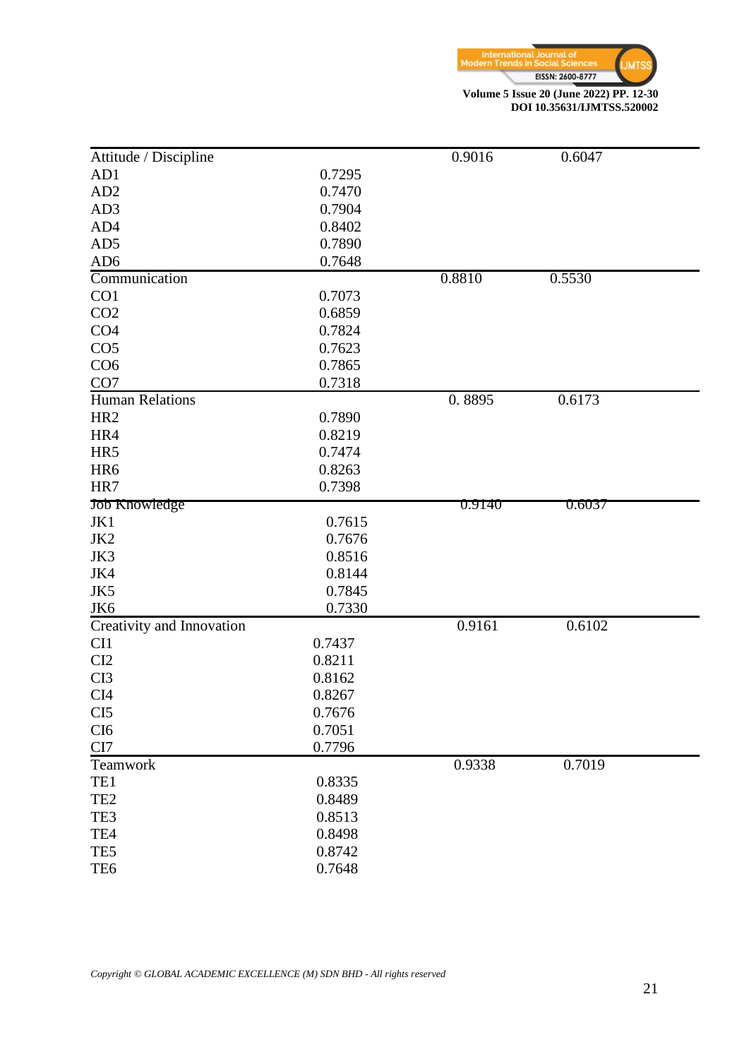| Attitude / Discipline | | 0.9016 | 0.6047 |
|---|---|---|---|
| AD1 | 0.7295 | | |
| AD2 | 0.7470 | | |
| AD3 | 0.7904 | | |
| AD4 | 0.8402 | | |
| AD5 | 0.7890 | | |
| AD6 | 0.7648 | | |
| Communication | | 0.8810 | 0.5530 |
| CO1 | 0.7073 | | |
| CO2 | 0.6859 | | |
| CO4 | 0.7824 | | |
| CO5 | 0.7623 | | |
| CO6 | 0.7865 | | |
| CO7 | 0.7318 | | |
| Human Relations | | 0. 8895 | 0.6173 |
| HR2 | 0.7890 | | |
| HR4 | 0.8219 | | |
| HR5 | 0.7474 | | |
| HR6 | 0.8263 | | |
| HR7 | 0.7398 | | |
| Job Knowledge | | 0.9140 | 0.6037 |
| JK1 | 0.7615 | | |
| JK2 | 0.7676 | | |
| JK3 | 0.8516 | | |
| JK4 | 0.8144 | | |
| JK5 | 0.7845 | | |
| JK6 | 0.7330 | | |
| Creativity and Innovation | | 0.9161 | 0.6102 |
| CI1 | 0.7437 | | |
| CI2 | 0.8211 | | |
| CI3 | 0.8162 | | |
| CI4 | 0.8267 | | |
| CI5 | 0.7676 | | |
| CI6 | 0.7051 | | |
| CI7 | 0.7796 | | |
| Teamwork | | 0.9338 | 0.7019 |
| TE1 | 0.8335 | | |
| TE2 | 0.8489 | | |
| TE3 | 0.8513 | | |
| TE4 | 0.8498 | | |
| TE5 | 0.8742 | | |
| TE6 | 0.7648 | | |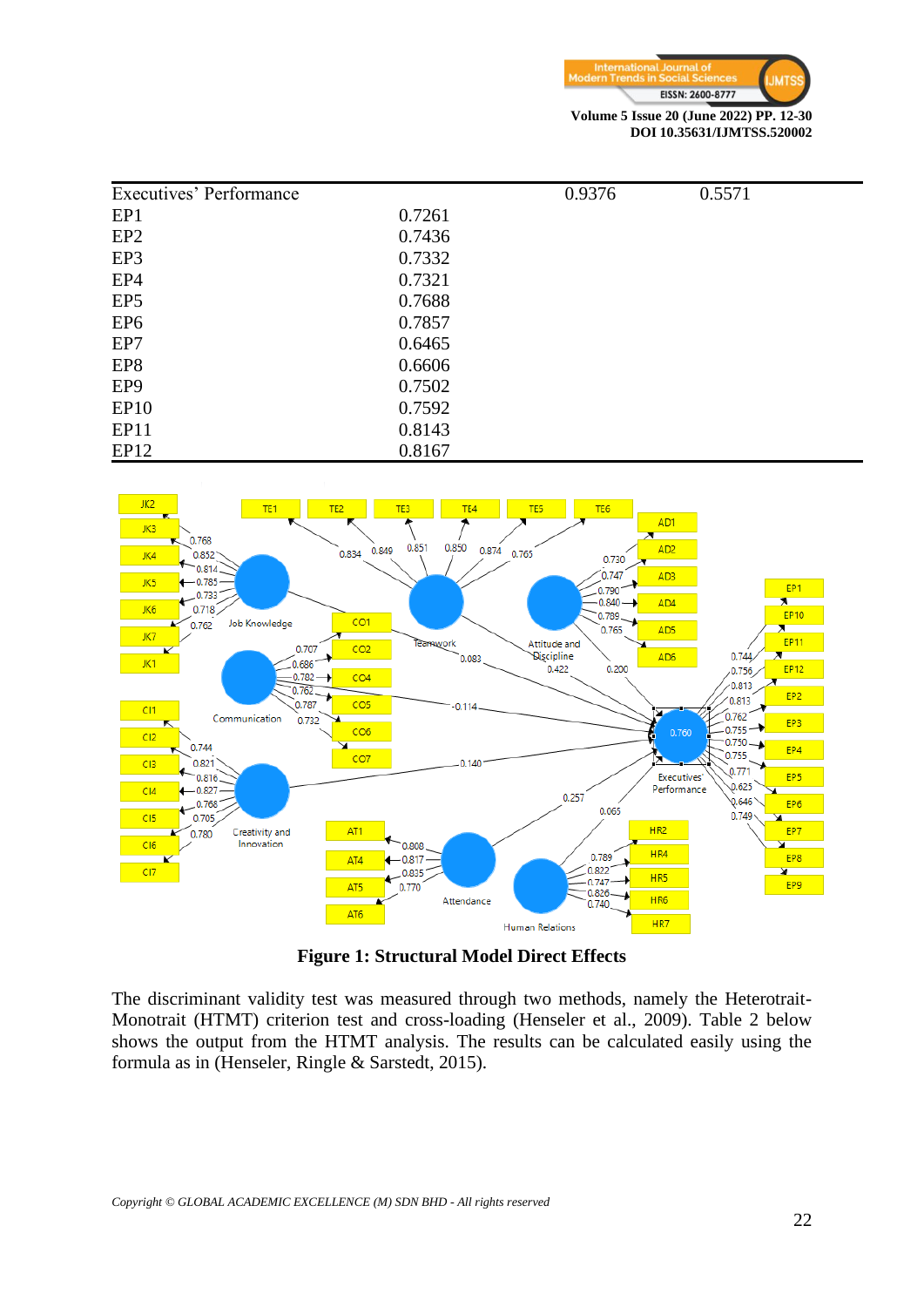| | | | |
|---|---|---|---|
| Executives' Performance | | 0.9376 | 0.5571 |
| EP1 | 0.7261 | | |
| EP2 | 0.7436 | | |
| EP3 | 0.7332 | | |
| EP4 | 0.7321 | | |
| EP5 | 0.7688 | | |
| EP6 | 0.7857 | | |
| EP7 | 0.6465 | | |
| EP8 | 0.6606 | | |
| EP9 | 0.7502 | | |
| EP10 | 0.7592 | | |
| EP11 | 0.8143 | | |
| EP12 | 0.8167 | | |

**Figure 1: Structural Model Direct Effects**

The discriminant validity test was measured through two methods, namely the Heterotrait-Monotrait (HTMT) criterion test and cross-loading (Henseler et al., 2009). Table 2 below shows the output from the HTMT analysis. The results can be calculated easily using the formula as in (Henseler, Ringle & Sarstedt, 2015).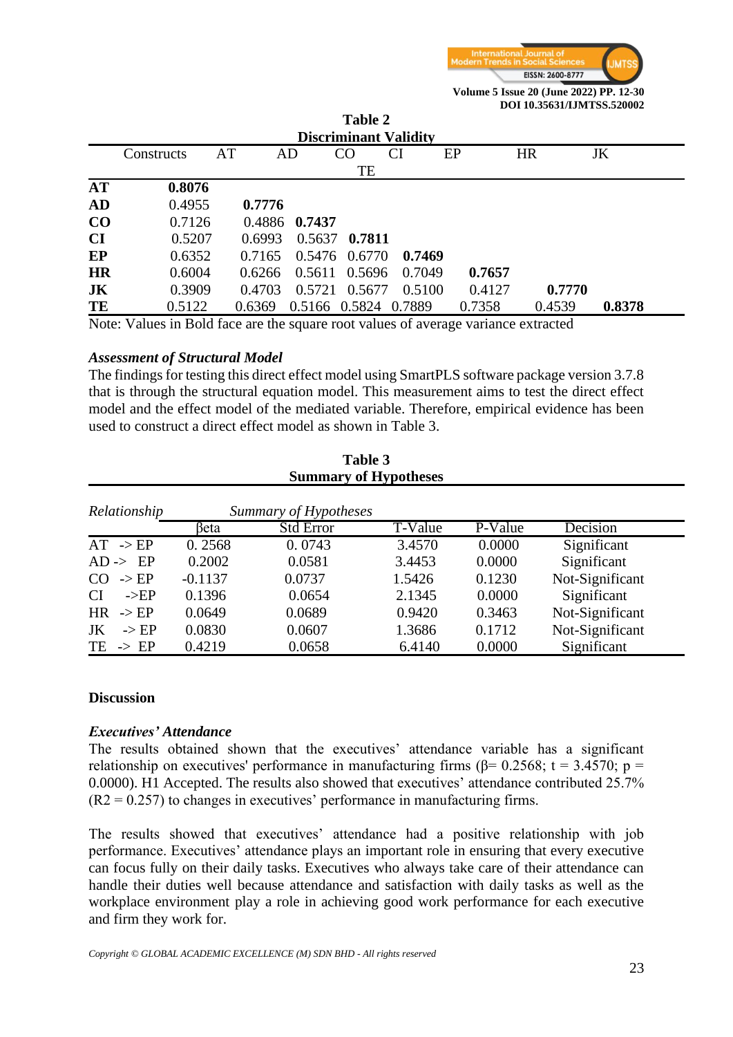**Table 2**
**Discriminant Validity**

| Constructs | AT | AD | CO | CI | EP | HR | JK | TE |
|---|---|---|---|---|---|---|---|---|
| **AT** | **0.8076** | | | | | | | |
| **AD** | 0.4955 | **0.7776** | | | | | | |
| **CO** | 0.7126 | 0.4886 | **0.7437** | | | | | |
| **CI** | 0.5207 | 0.6993 | 0.5637 | **0.7811** | | | | |
| **EP** | 0.6352 | 0.7165 | 0.5476 | 0.6770 | **0.7469** | | | |
| **HR** | 0.6004 | 0.6266 | 0.5611 | 0.5696 | 0.7049 | **0.7657** | | |
| **JK** | 0.3909 | 0.4703 | 0.5721 | 0.5677 | 0.5100 | 0.4127 | **0.7770** | |
| **TE** | 0.5122 | 0.6369 | 0.5166 | 0.5824 | 0.7889 | 0.7358 | 0.4539 | **0.8378** |

Note: Values in Bold face are the square root values of average variance extracted

### *Assessment of Structural Model*

The findings for testing this direct effect model using SmartPLS software package version 3.7.8 that is through the structural equation model. This measurement aims to test the direct effect model and the effect model of the mediated variable. Therefore, empirical evidence has been used to construct a direct effect model as shown in Table 3.

**Table 3**
**Summary of Hypotheses**

| *Relationship* | *Summary of Hypotheses* | | | | |
|---|---|---|---|---|---|
| | βeta | Std Error | T-Value | P-Value | Decision |
| AT -> EP | 0. 2568 | 0. 0743 | 3.4570 | 0.0000 | Significant |
| AD -> EP | 0.2002 | 0.0581 | 3.4453 | 0.0000 | Significant |
| CO -> EP | -0.1137 | 0.0737 | 1.5426 | 0.1230 | Not-Significant |
| CI ->EP | 0.1396 | 0.0654 | 2.1345 | 0.0000 | Significant |
| HR -> EP | 0.0649 | 0.0689 | 0.9420 | 0.3463 | Not-Significant |
| JK -> EP | 0.0830 | 0.0607 | 1.3686 | 0.1712 | Not-Significant |
| TE -> EP | 0.4219 | 0.0658 | 6.4140 | 0.0000 | Significant |

## Discussion

### *Executives' Attendance*

The results obtained shown that the executives' attendance variable has a significant relationship on executives' performance in manufacturing firms (β= 0.2568; t = 3.4570; p = 0.0000). H1 Accepted. The results also showed that executives' attendance contributed 25.7% ($R2 = 0.257$) to changes in executives' performance in manufacturing firms.

The results showed that executives' attendance had a positive relationship with job performance. Executives' attendance plays an important role in ensuring that every executive can focus fully on their daily tasks. Executives who always take care of their attendance can handle their duties well because attendance and satisfaction with daily tasks as well as the workplace environment play a role in achieving good work performance for each executive and firm they work for.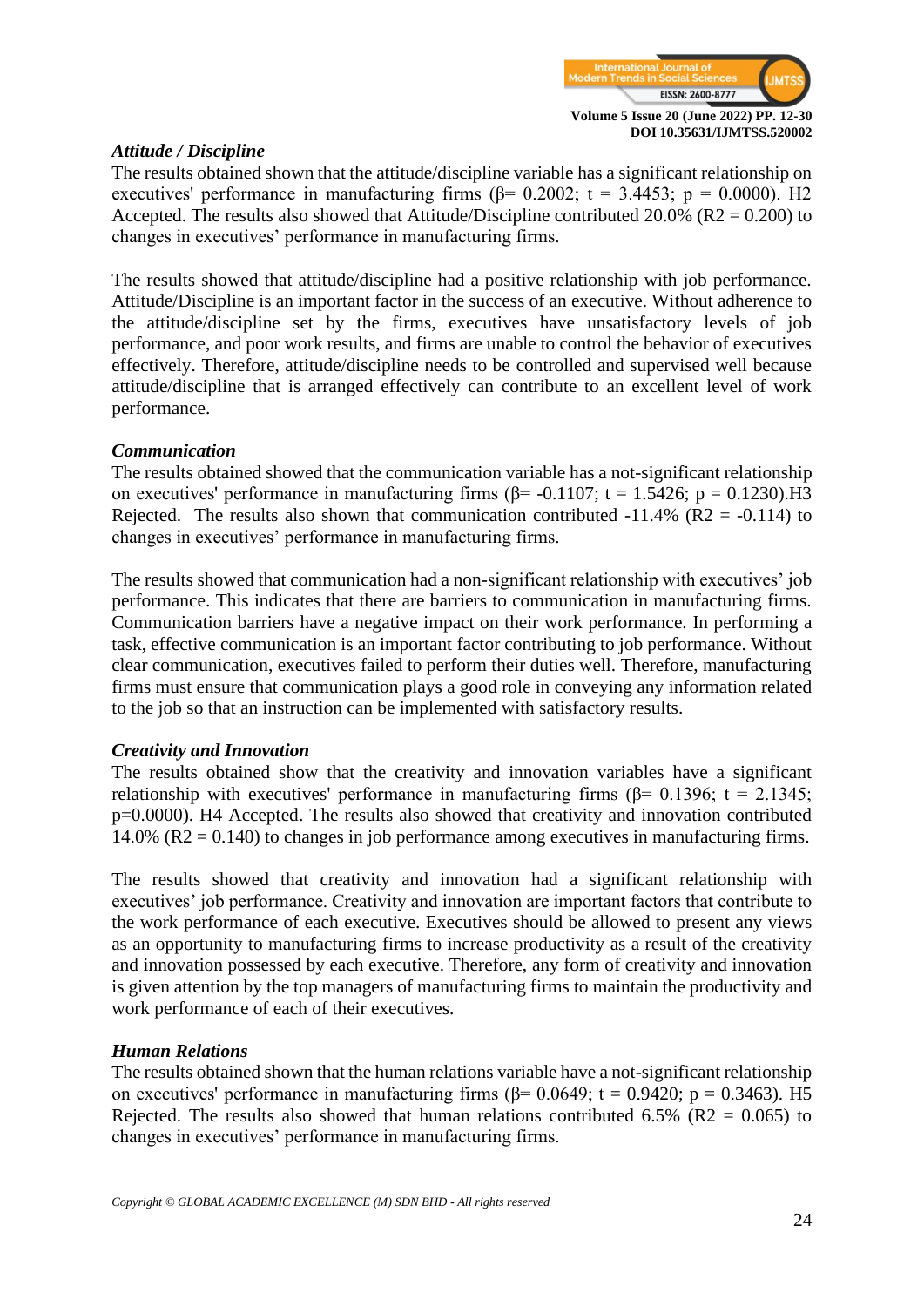### *Attitude / Discipline*

The results obtained shown that the attitude/discipline variable has a significant relationship on executives' performance in manufacturing firms (β= 0.2002; t = 3.4453; p = 0.0000). H2 Accepted. The results also showed that Attitude/Discipline contributed 20.0% (R2 = 0.200) to changes in executives' performance in manufacturing firms.

The results showed that attitude/discipline had a positive relationship with job performance. Attitude/Discipline is an important factor in the success of an executive. Without adherence to the attitude/discipline set by the firms, executives have unsatisfactory levels of job performance, and poor work results, and firms are unable to control the behavior of executives effectively. Therefore, attitude/discipline needs to be controlled and supervised well because attitude/discipline that is arranged effectively can contribute to an excellent level of work performance.

### *Communication*

The results obtained showed that the communication variable has a not-significant relationship on executives' performance in manufacturing firms (β= -0.1107; t = 1.5426; p = 0.1230).H3 Rejected. The results also shown that communication contributed -11.4% (R2 = -0.114) to changes in executives' performance in manufacturing firms.

The results showed that communication had a non-significant relationship with executives' job performance. This indicates that there are barriers to communication in manufacturing firms. Communication barriers have a negative impact on their work performance. In performing a task, effective communication is an important factor contributing to job performance. Without clear communication, executives failed to perform their duties well. Therefore, manufacturing firms must ensure that communication plays a good role in conveying any information related to the job so that an instruction can be implemented with satisfactory results.

### *Creativity and Innovation*

The results obtained show that the creativity and innovation variables have a significant relationship with executives' performance in manufacturing firms (β= 0.1396; t = 2.1345; p=0.0000). H4 Accepted. The results also showed that creativity and innovation contributed 14.0% (R2 = 0.140) to changes in job performance among executives in manufacturing firms.

The results showed that creativity and innovation had a significant relationship with executives' job performance. Creativity and innovation are important factors that contribute to the work performance of each executive. Executives should be allowed to present any views as an opportunity to manufacturing firms to increase productivity as a result of the creativity and innovation possessed by each executive. Therefore, any form of creativity and innovation is given attention by the top managers of manufacturing firms to maintain the productivity and work performance of each of their executives.

### *Human Relations*

The results obtained shown that the human relations variable have a not-significant relationship on executives' performance in manufacturing firms (β= 0.0649; t = 0.9420; p = 0.3463). H5 Rejected. The results also showed that human relations contributed 6.5% (R2 = 0.065) to changes in executives' performance in manufacturing firms.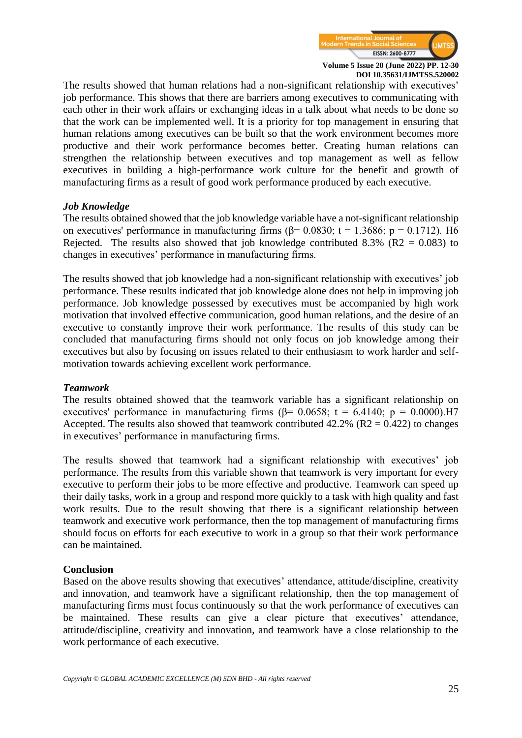The results showed that human relations had a non-significant relationship with executives' job performance. This shows that there are barriers among executives to communicating with each other in their work affairs or exchanging ideas in a talk about what needs to be done so that the work can be implemented well. It is a priority for top management in ensuring that human relations among executives can be built so that the work environment becomes more productive and their work performance becomes better. Creating human relations can strengthen the relationship between executives and top management as well as fellow executives in building a high-performance work culture for the benefit and growth of manufacturing firms as a result of good work performance produced by each executive.

### *Job Knowledge*

The results obtained showed that the job knowledge variable have a not-significant relationship on executives' performance in manufacturing firms ($\beta = 0.0830$; $t = 1.3686$; $p = 0.1712$). H6 Rejected. The results also showed that job knowledge contributed 8.3% ($R^2 = 0.083$) to changes in executives' performance in manufacturing firms.

The results showed that job knowledge had a non-significant relationship with executives' job performance. These results indicated that job knowledge alone does not help in improving job performance. Job knowledge possessed by executives must be accompanied by high work motivation that involved effective communication, good human relations, and the desire of an executive to constantly improve their work performance. The results of this study can be concluded that manufacturing firms should not only focus on job knowledge among their executives but also by focusing on issues related to their enthusiasm to work harder and self-motivation towards achieving excellent work performance.

### *Teamwork*

The results obtained showed that the teamwork variable has a significant relationship on executives' performance in manufacturing firms ($\beta = 0.0658$; $t = 6.4140$; $p = 0.0000$).H7 Accepted. The results also showed that teamwork contributed 42.2% ($R^2 = 0.422$) to changes in executives' performance in manufacturing firms.

The results showed that teamwork had a significant relationship with executives' job performance. The results from this variable shown that teamwork is very important for every executive to perform their jobs to be more effective and productive. Teamwork can speed up their daily tasks, work in a group and respond more quickly to a task with high quality and fast work results. Due to the result showing that there is a significant relationship between teamwork and executive work performance, then the top management of manufacturing firms should focus on efforts for each executive to work in a group so that their work performance can be maintained.

## Conclusion

Based on the above results showing that executives' attendance, attitude/discipline, creativity and innovation, and teamwork have a significant relationship, then the top management of manufacturing firms must focus continuously so that the work performance of executives can be maintained. These results can give a clear picture that executives' attendance, attitude/discipline, creativity and innovation, and teamwork have a close relationship to the work performance of each executive.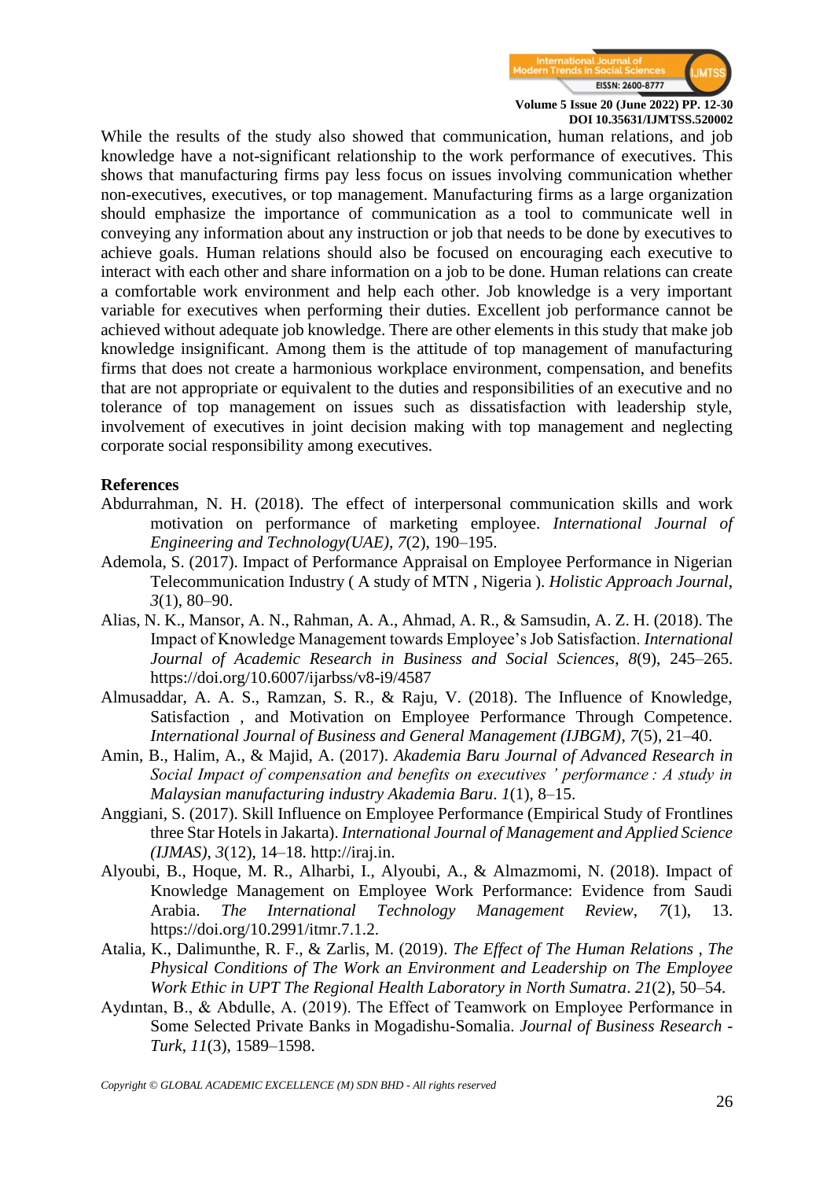While the results of the study also showed that communication, human relations, and job knowledge have a not-significant relationship to the work performance of executives. This shows that manufacturing firms pay less focus on issues involving communication whether non-executives, executives, or top management. Manufacturing firms as a large organization should emphasize the importance of communication as a tool to communicate well in conveying any information about any instruction or job that needs to be done by executives to achieve goals. Human relations should also be focused on encouraging each executive to interact with each other and share information on a job to be done. Human relations can create a comfortable work environment and help each other. Job knowledge is a very important variable for executives when performing their duties. Excellent job performance cannot be achieved without adequate job knowledge. There are other elements in this study that make job knowledge insignificant. Among them is the attitude of top management of manufacturing firms that does not create a harmonious workplace environment, compensation, and benefits that are not appropriate or equivalent to the duties and responsibilities of an executive and no tolerance of top management on issues such as dissatisfaction with leadership style, involvement of executives in joint decision making with top management and neglecting corporate social responsibility among executives.

## References

Abdurrahman, N. H. (2018). The effect of interpersonal communication skills and work motivation on performance of marketing employee. *International Journal of Engineering and Technology(UAE)*, *7*(2), 190–195.

Ademola, S. (2017). Impact of Performance Appraisal on Employee Performance in Nigerian Telecommunication Industry ( A study of MTN , Nigeria ). *Holistic Approach Journal*, *3*(1), 80–90.

Alias, N. K., Mansor, A. N., Rahman, A. A., Ahmad, A. R., & Samsudin, A. Z. H. (2018). The Impact of Knowledge Management towards Employee's Job Satisfaction. *International Journal of Academic Research in Business and Social Sciences*, *8*(9), 245–265. https://doi.org/10.6007/ijarbss/v8-i9/4587

Almusaddar, A. A. S., Ramzan, S. R., & Raju, V. (2018). The Influence of Knowledge, Satisfaction , and Motivation on Employee Performance Through Competence. *International Journal of Business and General Management (IJBGM)*, *7*(5), 21–40.

Amin, B., Halim, A., & Majid, A. (2017). *Akademia Baru Journal of Advanced Research in Social Impact of compensation and benefits on executives ' performance : A study in Malaysian manufacturing industry Akademia Baru*. *1*(1), 8–15.

Anggiani, S. (2017). Skill Influence on Employee Performance (Empirical Study of Frontlines three Star Hotels in Jakarta). *International Journal of Management and Applied Science (IJMAS)*, *3*(12), 14–18. http://iraj.in.

Alyoubi, B., Hoque, M. R., Alharbi, I., Alyoubi, A., & Almazmomi, N. (2018). Impact of Knowledge Management on Employee Work Performance: Evidence from Saudi Arabia. *The International Technology Management Review*, *7*(1), 13. https://doi.org/10.2991/itmr.7.1.2.

Atalia, K., Dalimunthe, R. F., & Zarlis, M. (2019). *The Effect of The Human Relations , The Physical Conditions of The Work an Environment and Leadership on The Employee Work Ethic in UPT The Regional Health Laboratory in North Sumatra*. *21*(2), 50–54.

Aydıntan, B., & Abdulle, A. (2019). The Effect of Teamwork on Employee Performance in Some Selected Private Banks in Mogadishu-Somalia. *Journal of Business Research - Turk*, *11*(3), 1589–1598.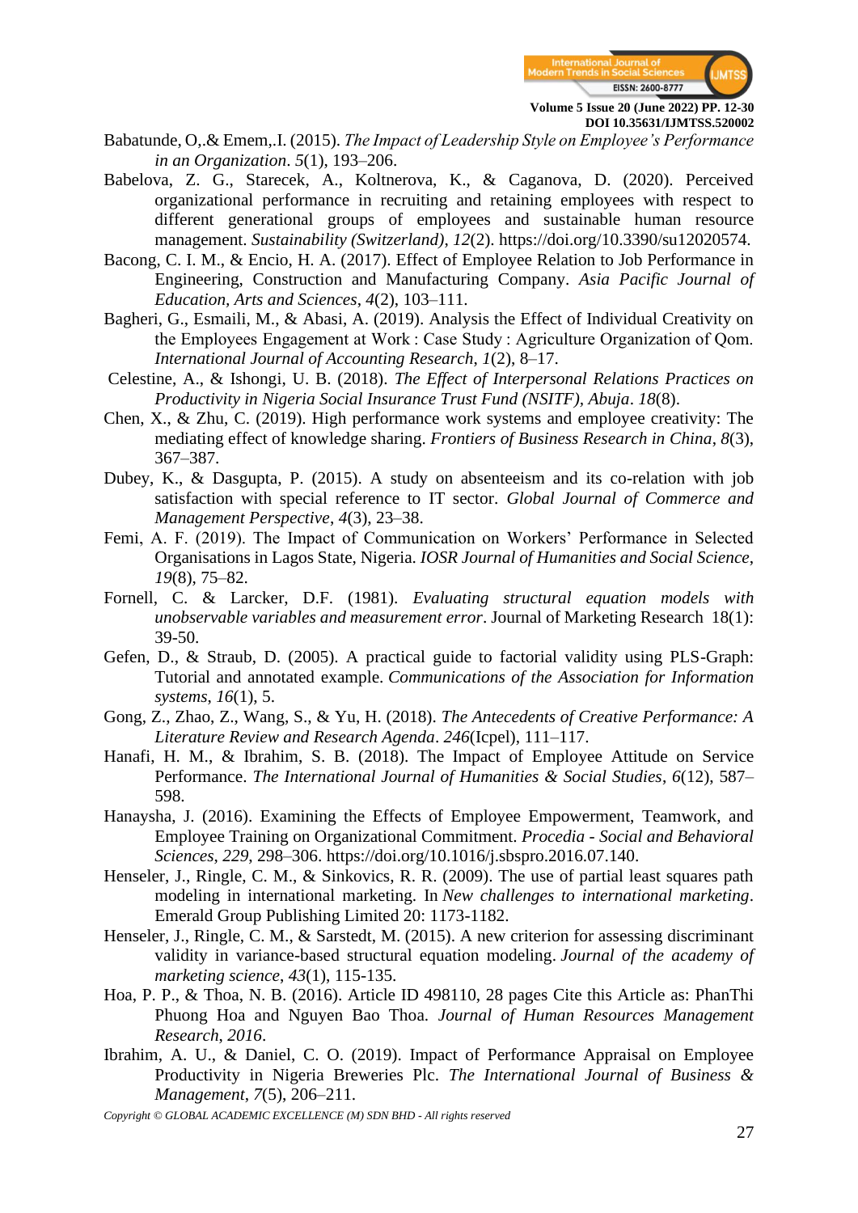Babatunde, O,.& Emem,.I. (2015). *The Impact of Leadership Style on Employee's Performance in an Organization*. *5*(1), 193–206.

Babelova, Z. G., Starecek, A., Koltnerova, K., & Caganova, D. (2020). Perceived organizational performance in recruiting and retaining employees with respect to different generational groups of employees and sustainable human resource management. *Sustainability (Switzerland)*, *12*(2). https://doi.org/10.3390/su12020574.

Bacong, C. I. M., & Encio, H. A. (2017). Effect of Employee Relation to Job Performance in Engineering, Construction and Manufacturing Company. *Asia Pacific Journal of Education, Arts and Sciences*, *4*(2), 103–111.

Bagheri, G., Esmaili, M., & Abasi, A. (2019). Analysis the Effect of Individual Creativity on the Employees Engagement at Work : Case Study : Agriculture Organization of Qom. *International Journal of Accounting Research*, *1*(2), 8–17.

Celestine, A., & Ishongi, U. B. (2018). *The Effect of Interpersonal Relations Practices on Productivity in Nigeria Social Insurance Trust Fund (NSITF), Abuja*. *18*(8).

Chen, X., & Zhu, C. (2019). High performance work systems and employee creativity: The mediating effect of knowledge sharing. *Frontiers of Business Research in China*, *8*(3), 367–387.

Dubey, K., & Dasgupta, P. (2015). A study on absenteeism and its co-relation with job satisfaction with special reference to IT sector. *Global Journal of Commerce and Management Perspective*, *4*(3), 23–38.

Femi, A. F. (2019). The Impact of Communication on Workers' Performance in Selected Organisations in Lagos State, Nigeria. *IOSR Journal of Humanities and Social Science*, *19*(8), 75–82.

Fornell, C. & Larcker, D.F. (1981). *Evaluating structural equation models with unobservable variables and measurement error*. Journal of Marketing Research 18(1): 39-50.

Gefen, D., & Straub, D. (2005). A practical guide to factorial validity using PLS-Graph: Tutorial and annotated example. *Communications of the Association for Information systems*, *16*(1), 5.

Gong, Z., Zhao, Z., Wang, S., & Yu, H. (2018). *The Antecedents of Creative Performance: A Literature Review and Research Agenda*. *246*(Icpel), 111–117.

Hanafi, H. M., & Ibrahim, S. B. (2018). The Impact of Employee Attitude on Service Performance. *The International Journal of Humanities & Social Studies*, *6*(12), 587–598.

Hanaysha, J. (2016). Examining the Effects of Employee Empowerment, Teamwork, and Employee Training on Organizational Commitment. *Procedia - Social and Behavioral Sciences*, *229*, 298–306. https://doi.org/10.1016/j.sbspro.2016.07.140.

Henseler, J., Ringle, C. M., & Sinkovics, R. R. (2009). The use of partial least squares path modeling in international marketing. In *New challenges to international marketing*. Emerald Group Publishing Limited 20: 1173-1182.

Henseler, J., Ringle, C. M., & Sarstedt, M. (2015). A new criterion for assessing discriminant validity in variance-based structural equation modeling. *Journal of the academy of marketing science*, *43*(1), 115-135.

Hoa, P. P., & Thoa, N. B. (2016). Article ID 498110, 28 pages Cite this Article as: PhanThi Phuong Hoa and Nguyen Bao Thoa. *Journal of Human Resources Management Research*, *2016*.

Ibrahim, A. U., & Daniel, C. O. (2019). Impact of Performance Appraisal on Employee Productivity in Nigeria Breweries Plc. *The International Journal of Business & Management*, *7*(5), 206–211.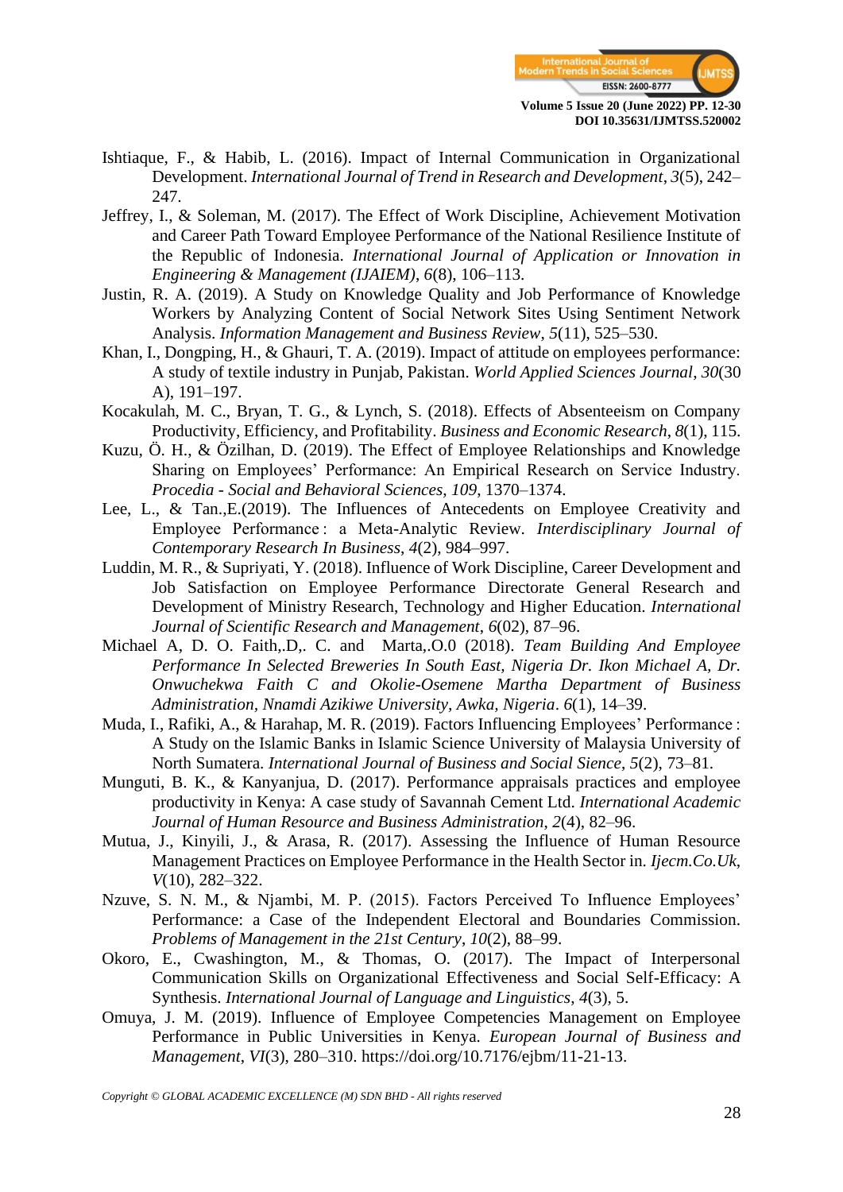Ishtiaque, F., & Habib, L. (2016). Impact of Internal Communication in Organizational Development. *International Journal of Trend in Research and Development*, *3*(5), 242–247.

Jeffrey, I., & Soleman, M. (2017). The Effect of Work Discipline, Achievement Motivation and Career Path Toward Employee Performance of the National Resilience Institute of the Republic of Indonesia. *International Journal of Application or Innovation in Engineering & Management (IJAIEM)*, *6*(8), 106–113.

Justin, R. A. (2019). A Study on Knowledge Quality and Job Performance of Knowledge Workers by Analyzing Content of Social Network Sites Using Sentiment Network Analysis. *Information Management and Business Review*, *5*(11), 525–530.

Khan, I., Dongping, H., & Ghauri, T. A. (2019). Impact of attitude on employees performance: A study of textile industry in Punjab, Pakistan. *World Applied Sciences Journal*, *30*(30 A), 191–197.

Kocakulah, M. C., Bryan, T. G., & Lynch, S. (2018). Effects of Absenteeism on Company Productivity, Efficiency, and Profitability. *Business and Economic Research*, *8*(1), 115.

Kuzu, Ö. H., & Özilhan, D. (2019). The Effect of Employee Relationships and Knowledge Sharing on Employees' Performance: An Empirical Research on Service Industry. *Procedia - Social and Behavioral Sciences*, *109*, 1370–1374.

Lee, L., & Tan.,E.(2019). The Influences of Antecedents on Employee Creativity and Employee Performance : a Meta-Analytic Review. *Interdisciplinary Journal of Contemporary Research In Business*, *4*(2), 984–997.

Luddin, M. R., & Supriyati, Y. (2018). Influence of Work Discipline, Career Development and Job Satisfaction on Employee Performance Directorate General Research and Development of Ministry Research, Technology and Higher Education. *International Journal of Scientific Research and Management*, *6*(02), 87–96.

Michael A, D. O. Faith,.D,. C. and Marta,.O.0 (2018). *Team Building And Employee Performance In Selected Breweries In South East, Nigeria Dr. Ikon Michael A, Dr. Onwuchekwa Faith C and Okolie-Osemene Martha Department of Business Administration, Nnamdi Azikiwe University, Awka, Nigeria*. *6*(1), 14–39.

Muda, I., Rafiki, A., & Harahap, M. R. (2019). Factors Influencing Employees' Performance : A Study on the Islamic Banks in Islamic Science University of Malaysia University of North Sumatera. *International Journal of Business and Social Sience*, *5*(2), 73–81.

Munguti, B. K., & Kanyanjua, D. (2017). Performance appraisals practices and employee productivity in Kenya: A case study of Savannah Cement Ltd. *International Academic Journal of Human Resource and Business Administration*, *2*(4), 82–96.

Mutua, J., Kinyili, J., & Arasa, R. (2017). Assessing the Influence of Human Resource Management Practices on Employee Performance in the Health Sector in. *Ijecm.Co.Uk*, *V*(10), 282–322.

Nzuve, S. N. M., & Njambi, M. P. (2015). Factors Perceived To Influence Employees' Performance: a Case of the Independent Electoral and Boundaries Commission. *Problems of Management in the 21st Century*, *10*(2), 88–99.

Okoro, E., Cwashington, M., & Thomas, O. (2017). The Impact of Interpersonal Communication Skills on Organizational Effectiveness and Social Self-Efficacy: A Synthesis. *International Journal of Language and Linguistics*, *4*(3), 5.

Omuya, J. M. (2019). Influence of Employee Competencies Management on Employee Performance in Public Universities in Kenya. *European Journal of Business and Management*, *VI*(3), 280–310. https://doi.org/10.7176/ejbm/11-21-13.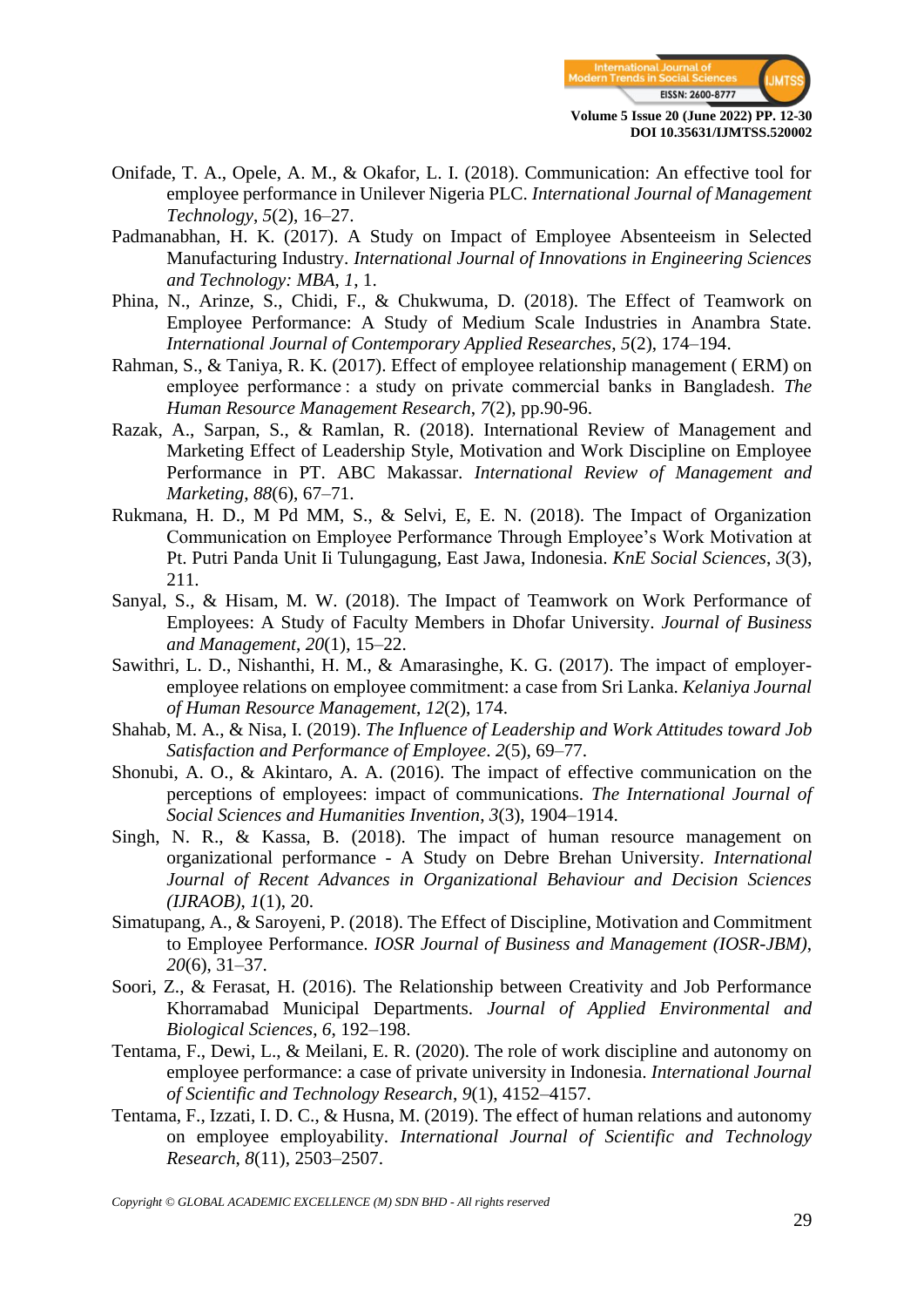Onifade, T. A., Opele, A. M., & Okafor, L. I. (2018). Communication: An effective tool for employee performance in Unilever Nigeria PLC. *International Journal of Management Technology*, *5*(2), 16–27.

Padmanabhan, H. K. (2017). A Study on Impact of Employee Absenteeism in Selected Manufacturing Industry. *International Journal of Innovations in Engineering Sciences and Technology: MBA*, *1*, 1.

Phina, N., Arinze, S., Chidi, F., & Chukwuma, D. (2018). The Effect of Teamwork on Employee Performance: A Study of Medium Scale Industries in Anambra State. *International Journal of Contemporary Applied Researches*, *5*(2), 174–194.

Rahman, S., & Taniya, R. K. (2017). Effect of employee relationship management ( ERM) on employee performance : a study on private commercial banks in Bangladesh. *The Human Resource Management Research*, *7*(2), pp.90-96.

Razak, A., Sarpan, S., & Ramlan, R. (2018). International Review of Management and Marketing Effect of Leadership Style, Motivation and Work Discipline on Employee Performance in PT. ABC Makassar. *International Review of Management and Marketing*, *88*(6), 67–71.

Rukmana, H. D., M Pd MM, S., & Selvi, E, E. N. (2018). The Impact of Organization Communication on Employee Performance Through Employee's Work Motivation at Pt. Putri Panda Unit Ii Tulungagung, East Jawa, Indonesia. *KnE Social Sciences*, *3*(3), 211.

Sanyal, S., & Hisam, M. W. (2018). The Impact of Teamwork on Work Performance of Employees: A Study of Faculty Members in Dhofar University. *Journal of Business and Management*, *20*(1), 15–22.

Sawithri, L. D., Nishanthi, H. M., & Amarasinghe, K. G. (2017). The impact of employer-employee relations on employee commitment: a case from Sri Lanka. *Kelaniya Journal of Human Resource Management*, *12*(2), 174.

Shahab, M. A., & Nisa, I. (2019). *The Influence of Leadership and Work Attitudes toward Job Satisfaction and Performance of Employee*. *2*(5), 69–77.

Shonubi, A. O., & Akintaro, A. A. (2016). The impact of effective communication on the perceptions of employees: impact of communications. *The International Journal of Social Sciences and Humanities Invention*, *3*(3), 1904–1914.

Singh, N. R., & Kassa, B. (2018). The impact of human resource management on organizational performance - A Study on Debre Brehan University. *International Journal of Recent Advances in Organizational Behaviour and Decision Sciences (IJRAOB)*, *1*(1), 20.

Simatupang, A., & Saroyeni, P. (2018). The Effect of Discipline, Motivation and Commitment to Employee Performance. *IOSR Journal of Business and Management (IOSR-JBM)*, *20*(6), 31–37.

Soori, Z., & Ferasat, H. (2016). The Relationship between Creativity and Job Performance Khorramabad Municipal Departments. *Journal of Applied Environmental and Biological Sciences*, *6*, 192–198.

Tentama, F., Dewi, L., & Meilani, E. R. (2020). The role of work discipline and autonomy on employee performance: a case of private university in Indonesia. *International Journal of Scientific and Technology Research*, *9*(1), 4152–4157.

Tentama, F., Izzati, I. D. C., & Husna, M. (2019). The effect of human relations and autonomy on employee employability. *International Journal of Scientific and Technology Research*, *8*(11), 2503–2507.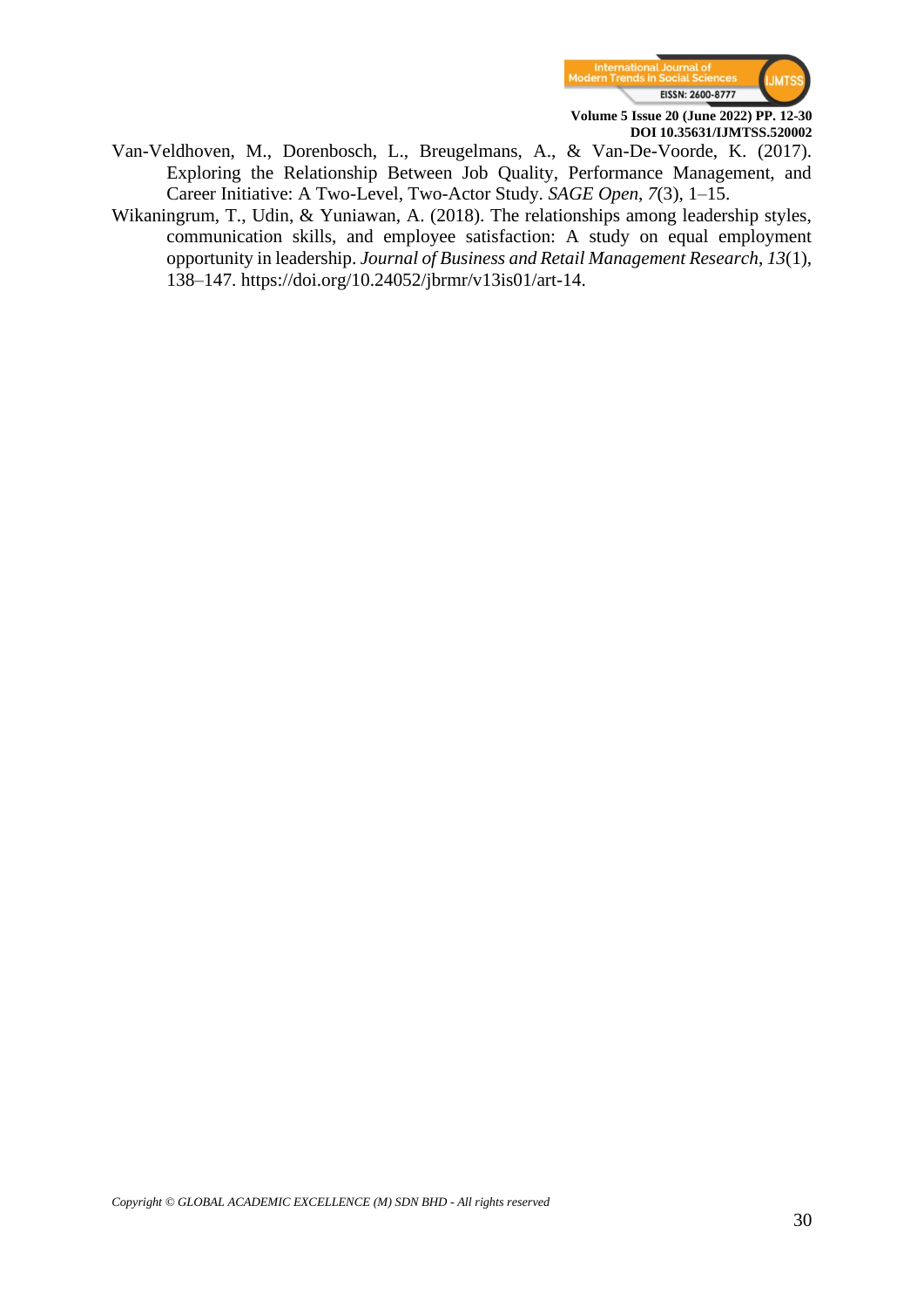Van-Veldhoven, M., Dorenbosch, L., Breugelmans, A., & Van-De-Voorde, K. (2017). Exploring the Relationship Between Job Quality, Performance Management, and Career Initiative: A Two-Level, Two-Actor Study. *SAGE Open*, *7*(3), 1–15.

Wikaningrum, T., Udin, & Yuniawan, A. (2018). The relationships among leadership styles, communication skills, and employee satisfaction: A study on equal employment opportunity in leadership. *Journal of Business and Retail Management Research*, *13*(1), 138–147. https://doi.org/10.24052/jbrmr/v13is01/art-14.

*Copyright © GLOBAL ACADEMIC EXCELLENCE (M) SDN BHD - All rights reserved*